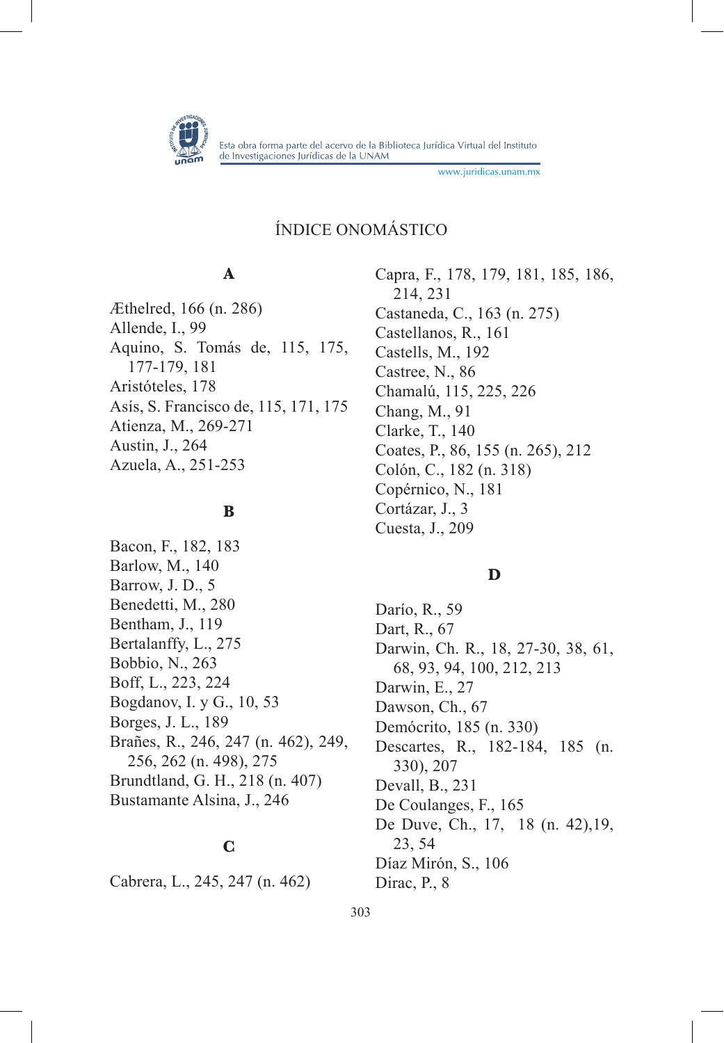# ÍNDICE ONOMÁSTICO

## A

Æthelred, 166 (n. 286)
Allende, I., 99
Aquino, S. Tomás de, 115, 175, 177-179, 181
Aristóteles, 178
Asís, S. Francisco de, 115, 171, 175
Atienza, M., 269-271
Austin, J., 264
Azuela, A., 251-253

## B

Bacon, F., 182, 183
Barlow, M., 140
Barrow, J. D., 5
Benedetti, M., 280
Bentham, J., 119
Bertalanffy, L., 275
Bobbio, N., 263
Boff, L., 223, 224
Bogdanov, I. y G., 10, 53
Borges, J. L., 189
Brañes, R., 246, 247 (n. 462), 249, 256, 262 (n. 498), 275
Brundtland, G. H., 218 (n. 407)
Bustamante Alsina, J., 246

## C

Cabrera, L., 245, 247 (n. 462)
Capra, F., 178, 179, 181, 185, 186, 214, 231
Castaneda, C., 163 (n. 275)
Castellanos, R., 161
Castells, M., 192
Castree, N., 86
Chamalú, 115, 225, 226
Chang, M., 91
Clarke, T., 140
Coates, P., 86, 155 (n. 265), 212
Colón, C., 182 (n. 318)
Copérnico, N., 181
Cortázar, J., 3
Cuesta, J., 209

## D

Darío, R., 59
Dart, R., 67
Darwin, Ch. R., 18, 27-30, 38, 61, 68, 93, 94, 100, 212, 213
Darwin, E., 27
Dawson, Ch., 67
Demócrito, 185 (n. 330)
Descartes, R., 182-184, 185 (n. 330), 207
Devall, B., 231
De Coulanges, F., 165
De Duve, Ch., 17, 18 (n. 42),19, 23, 54
Díaz Mirón, S., 106
Dirac, P., 8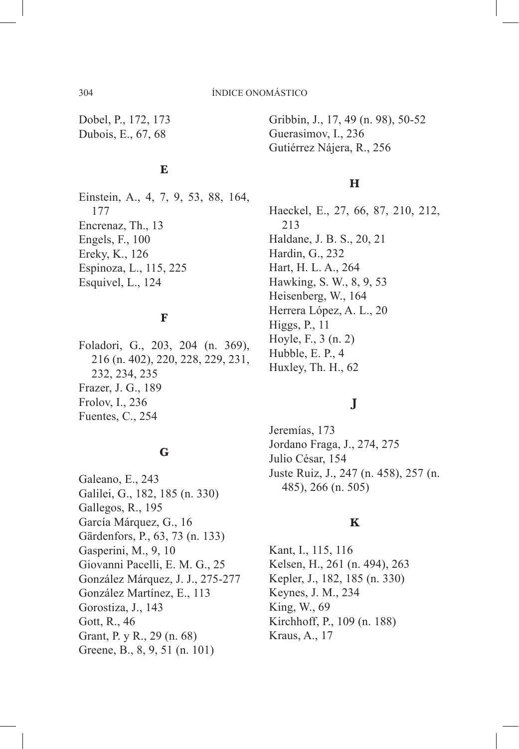Dobel, P., 172, 173
Dubois, E., 67, 68

**E**

Einstein, A., 4, 7, 9, 53, 88, 164, 177
Encrenaz, Th., 13
Engels, F., 100
Ereky, K., 126
Espinoza, L., 115, 225
Esquivel, L., 124

**F**

Foladori, G., 203, 204 (n. 369), 216 (n. 402), 220, 228, 229, 231, 232, 234, 235
Frazer, J. G., 189
Frolov, I., 236
Fuentes, C., 254

**G**

Galeano, E., 243
Galilei, G., 182, 185 (n. 330)
Gallegos, R., 195
García Márquez, G., 16
Gärdenfors, P., 63, 73 (n. 133)
Gasperini, M., 9, 10
Giovanni Pacelli, E. M. G., 25
González Márquez, J. J., 275-277
González Martínez, E., 113
Gorostiza, J., 143
Gott, R., 46
Grant, P. y R., 29 (n. 68)
Greene, B., 8, 9, 51 (n. 101)
Gribbin, J., 17, 49 (n. 98), 50-52
Guerasimov, I., 236
Gutiérrez Nájera, R., 256

**H**

Haeckel, E., 27, 66, 87, 210, 212, 213
Haldane, J. B. S., 20, 21
Hardin, G., 232
Hart, H. L. A., 264
Hawking, S. W., 8, 9, 53
Heisenberg, W., 164
Herrera López, A. L., 20
Higgs, P., 11
Hoyle, F., 3 (n. 2)
Hubble, E. P., 4
Huxley, Th. H., 62

**J**

Jeremías, 173
Jordano Fraga, J., 274, 275
Julio César, 154
Juste Ruiz, J., 247 (n. 458), 257 (n. 485), 266 (n. 505)

**K**

Kant, I., 115, 116
Kelsen, H., 261 (n. 494), 263
Kepler, J., 182, 185 (n. 330)
Keynes, J. M., 234
King, W., 69
Kirchhoff, P., 109 (n. 188)
Kraus, A., 17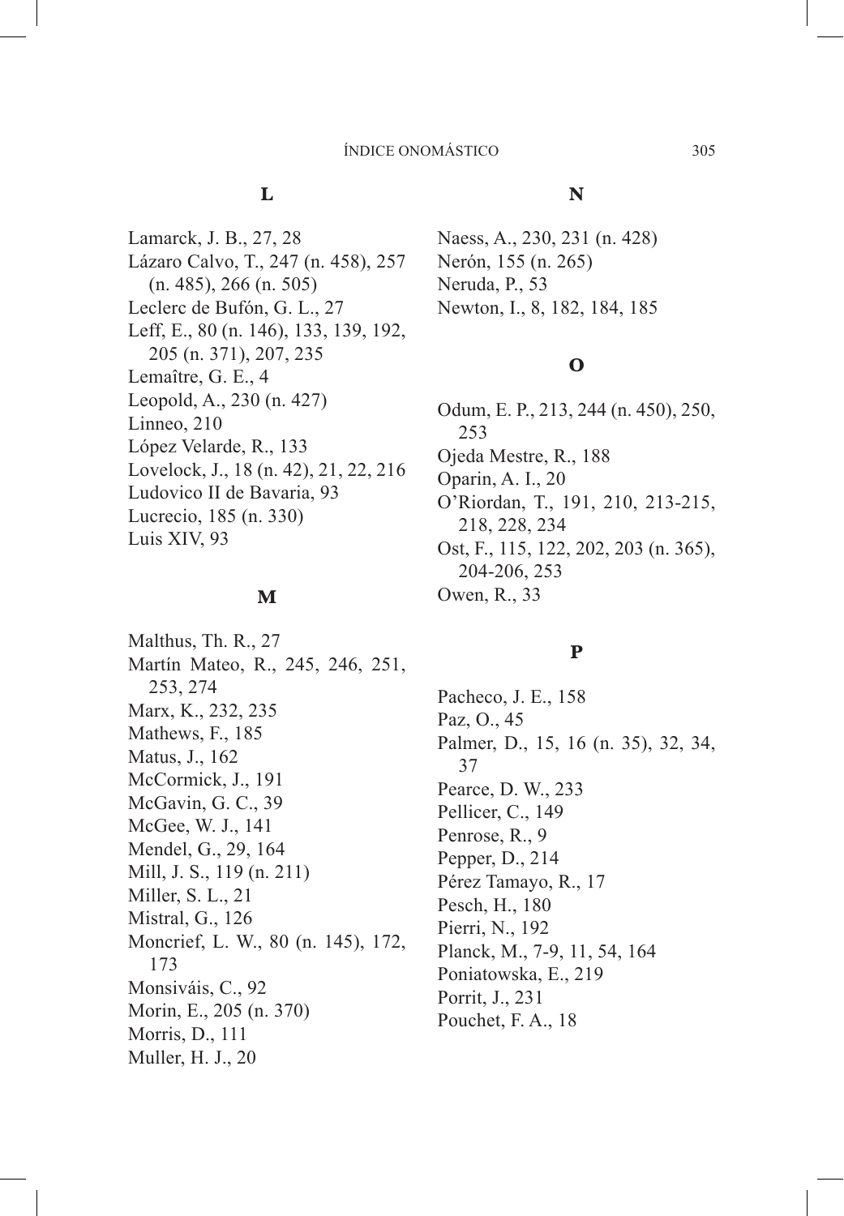## L

Lamarck, J. B., 27, 28
Lázaro Calvo, T., 247 (n. 458), 257 (n. 485), 266 (n. 505)
Leclerc de Bufón, G. L., 27
Leff, E., 80 (n. 146), 133, 139, 192, 205 (n. 371), 207, 235
Lemaître, G. E., 4
Leopold, A., 230 (n. 427)
Linneo, 210
López Velarde, R., 133
Lovelock, J., 18 (n. 42), 21, 22, 216
Ludovico II de Bavaria, 93
Lucrecio, 185 (n. 330)
Luis XIV, 93

## M

Malthus, Th. R., 27
Martín Mateo, R., 245, 246, 251, 253, 274
Marx, K., 232, 235
Mathews, F., 185
Matus, J., 162
McCormick, J., 191
McGavin, G. C., 39
McGee, W. J., 141
Mendel, G., 29, 164
Mill, J. S., 119 (n. 211)
Miller, S. L., 21
Mistral, G., 126
Moncrief, L. W., 80 (n. 145), 172, 173
Monsiváis, C., 92
Morin, E., 205 (n. 370)
Morris, D., 111
Muller, H. J., 20

## N

Naess, A., 230, 231 (n. 428)
Nerón, 155 (n. 265)
Neruda, P., 53
Newton, I., 8, 182, 184, 185

## O

Odum, E. P., 213, 244 (n. 450), 250, 253
Ojeda Mestre, R., 188
Oparin, A. I., 20
O'Riordan, T., 191, 210, 213-215, 218, 228, 234
Ost, F., 115, 122, 202, 203 (n. 365), 204-206, 253
Owen, R., 33

## P

Pacheco, J. E., 158
Paz, O., 45
Palmer, D., 15, 16 (n. 35), 32, 34, 37
Pearce, D. W., 233
Pellicer, C., 149
Penrose, R., 9
Pepper, D., 214
Pérez Tamayo, R., 17
Pesch, H., 180
Pierri, N., 192
Planck, M., 7-9, 11, 54, 164
Poniatowska, E., 219
Porrit, J., 231
Pouchet, F. A., 18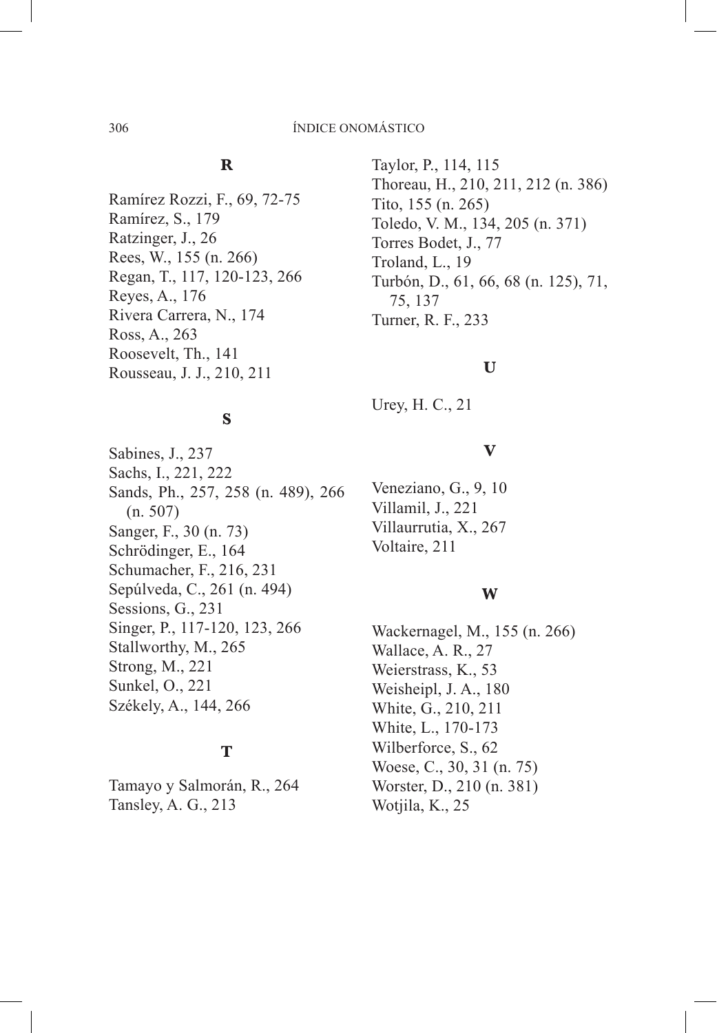## R

Ramírez Rozzi, F., 69, 72-75
Ramírez, S., 179
Ratzinger, J., 26
Rees, W., 155 (n. 266)
Regan, T., 117, 120-123, 266
Reyes, A., 176
Rivera Carrera, N., 174
Ross, A., 263
Roosevelt, Th., 141
Rousseau, J. J., 210, 211

## S

Sabines, J., 237
Sachs, I., 221, 222
Sands, Ph., 257, 258 (n. 489), 266 (n. 507)
Sanger, F., 30 (n. 73)
Schrödinger, E., 164
Schumacher, F., 216, 231
Sepúlveda, C., 261 (n. 494)
Sessions, G., 231
Singer, P., 117-120, 123, 266
Stallworthy, M., 265
Strong, M., 221
Sunkel, O., 221
Székely, A., 144, 266

## T

Tamayo y Salmorán, R., 264
Tansley, A. G., 213
Taylor, P., 114, 115
Thoreau, H., 210, 211, 212 (n. 386)
Tito, 155 (n. 265)
Toledo, V. M., 134, 205 (n. 371)
Torres Bodet, J., 77
Troland, L., 19
Turbón, D., 61, 66, 68 (n. 125), 71, 75, 137
Turner, R. F., 233

## U

Urey, H. C., 21

## V

Veneziano, G., 9, 10
Villamil, J., 221
Villaurrutia, X., 267
Voltaire, 211

## W

Wackernagel, M., 155 (n. 266)
Wallace, A. R., 27
Weierstrass, K., 53
Weisheipl, J. A., 180
White, G., 210, 211
White, L., 170-173
Wilberforce, S., 62
Woese, C., 30, 31 (n. 75)
Worster, D., 210 (n. 381)
Wotjila, K., 25